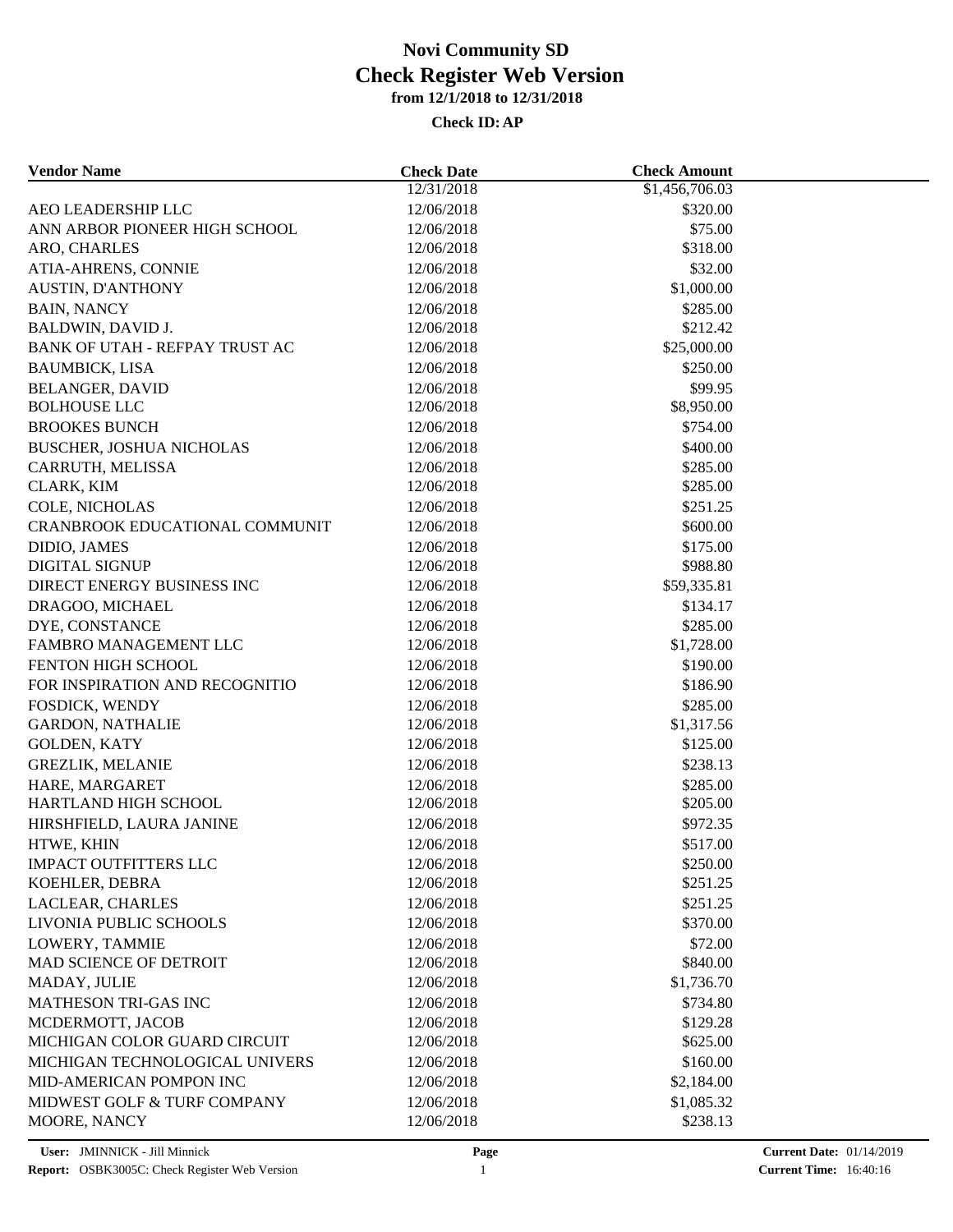# Novi Community SD
# Check Register Web Version
### from 12/1/2018 to 12/31/2018
### Check ID: AP

| Vendor Name | Check Date | Check Amount |
|---|---|---|
| | 12/31/2018 | $1,456,706.03 |
| AEO LEADERSHIP LLC | 12/06/2018 | $320.00 |
| ANN ARBOR PIONEER HIGH SCHOOL | 12/06/2018 | $75.00 |
| ARO, CHARLES | 12/06/2018 | $318.00 |
| ATIA-AHRENS, CONNIE | 12/06/2018 | $32.00 |
| AUSTIN, D'ANTHONY | 12/06/2018 | $1,000.00 |
| BAIN, NANCY | 12/06/2018 | $285.00 |
| BALDWIN, DAVID J. | 12/06/2018 | $212.42 |
| BANK OF UTAH - REFPAY TRUST AC | 12/06/2018 | $25,000.00 |
| BAUMBICK, LISA | 12/06/2018 | $250.00 |
| BELANGER, DAVID | 12/06/2018 | $99.95 |
| BOLHOUSE LLC | 12/06/2018 | $8,950.00 |
| BROOKES BUNCH | 12/06/2018 | $754.00 |
| BUSCHER, JOSHUA NICHOLAS | 12/06/2018 | $400.00 |
| CARRUTH, MELISSA | 12/06/2018 | $285.00 |
| CLARK, KIM | 12/06/2018 | $285.00 |
| COLE, NICHOLAS | 12/06/2018 | $251.25 |
| CRANBROOK EDUCATIONAL COMMUNIT | 12/06/2018 | $600.00 |
| DIDIO, JAMES | 12/06/2018 | $175.00 |
| DIGITAL SIGNUP | 12/06/2018 | $988.80 |
| DIRECT ENERGY BUSINESS INC | 12/06/2018 | $59,335.81 |
| DRAGOO, MICHAEL | 12/06/2018 | $134.17 |
| DYE, CONSTANCE | 12/06/2018 | $285.00 |
| FAMBRO MANAGEMENT LLC | 12/06/2018 | $1,728.00 |
| FENTON HIGH SCHOOL | 12/06/2018 | $190.00 |
| FOR INSPIRATION AND RECOGNITIO | 12/06/2018 | $186.90 |
| FOSDICK, WENDY | 12/06/2018 | $285.00 |
| GARDON, NATHALIE | 12/06/2018 | $1,317.56 |
| GOLDEN, KATY | 12/06/2018 | $125.00 |
| GREZLIK, MELANIE | 12/06/2018 | $238.13 |
| HARE, MARGARET | 12/06/2018 | $285.00 |
| HARTLAND HIGH SCHOOL | 12/06/2018 | $205.00 |
| HIRSHFIELD, LAURA JANINE | 12/06/2018 | $972.35 |
| HTWE, KHIN | 12/06/2018 | $517.00 |
| IMPACT OUTFITTERS LLC | 12/06/2018 | $250.00 |
| KOEHLER, DEBRA | 12/06/2018 | $251.25 |
| LACLEAR, CHARLES | 12/06/2018 | $251.25 |
| LIVONIA PUBLIC SCHOOLS | 12/06/2018 | $370.00 |
| LOWERY, TAMMIE | 12/06/2018 | $72.00 |
| MAD SCIENCE OF DETROIT | 12/06/2018 | $840.00 |
| MADAY, JULIE | 12/06/2018 | $1,736.70 |
| MATHESON TRI-GAS INC | 12/06/2018 | $734.80 |
| MCDERMOTT, JACOB | 12/06/2018 | $129.28 |
| MICHIGAN COLOR GUARD CIRCUIT | 12/06/2018 | $625.00 |
| MICHIGAN TECHNOLOGICAL UNIVERS | 12/06/2018 | $160.00 |
| MID-AMERICAN POMPON INC | 12/06/2018 | $2,184.00 |
| MIDWEST GOLF & TURF COMPANY | 12/06/2018 | $1,085.32 |
| MOORE, NANCY | 12/06/2018 | $238.13 |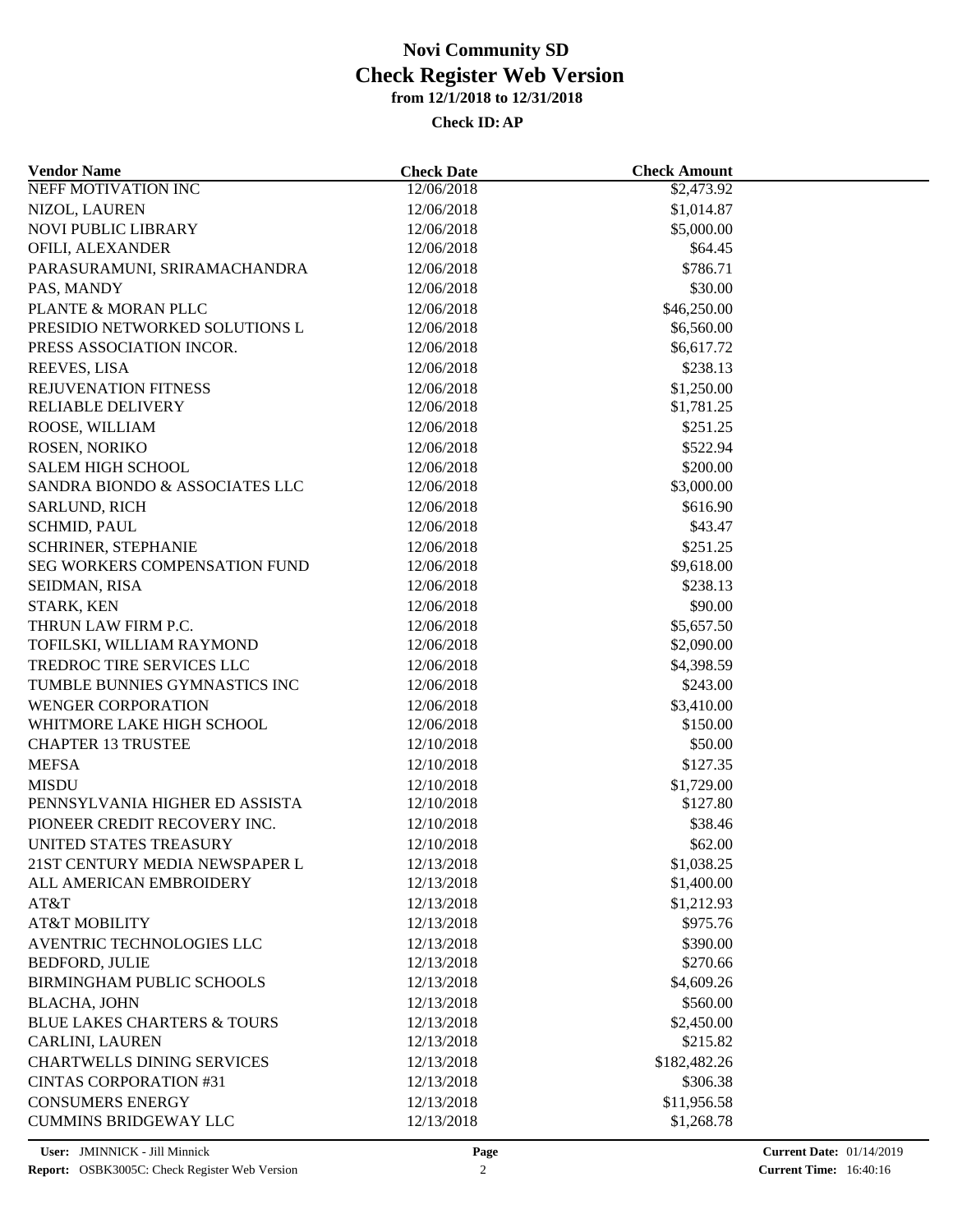# Novi Community SD
# Check Register Web Version
### from 12/1/2018 to 12/31/2018

**Check ID: AP**

| Vendor Name | Check Date | Check Amount |
|---|---|---|
| NEFF MOTIVATION INC | 12/06/2018 | $2,473.92 |
| NIZOL, LAUREN | 12/06/2018 | $1,014.87 |
| NOVI PUBLIC LIBRARY | 12/06/2018 | $5,000.00 |
| OFILI, ALEXANDER | 12/06/2018 | $64.45 |
| PARASURAMUNI, SRIRAMACHANDRA | 12/06/2018 | $786.71 |
| PAS, MANDY | 12/06/2018 | $30.00 |
| PLANTE & MORAN PLLC | 12/06/2018 | $46,250.00 |
| PRESIDIO NETWORKED SOLUTIONS L | 12/06/2018 | $6,560.00 |
| PRESS ASSOCIATION INCOR. | 12/06/2018 | $6,617.72 |
| REEVES, LISA | 12/06/2018 | $238.13 |
| REJUVENATION FITNESS | 12/06/2018 | $1,250.00 |
| RELIABLE DELIVERY | 12/06/2018 | $1,781.25 |
| ROOSE, WILLIAM | 12/06/2018 | $251.25 |
| ROSEN, NORIKO | 12/06/2018 | $522.94 |
| SALEM HIGH SCHOOL | 12/06/2018 | $200.00 |
| SANDRA BIONDO & ASSOCIATES LLC | 12/06/2018 | $3,000.00 |
| SARLUND, RICH | 12/06/2018 | $616.90 |
| SCHMID, PAUL | 12/06/2018 | $43.47 |
| SCHRINER, STEPHANIE | 12/06/2018 | $251.25 |
| SEG WORKERS COMPENSATION FUND | 12/06/2018 | $9,618.00 |
| SEIDMAN, RISA | 12/06/2018 | $238.13 |
| STARK, KEN | 12/06/2018 | $90.00 |
| THRUN LAW FIRM P.C. | 12/06/2018 | $5,657.50 |
| TOFILSKI, WILLIAM RAYMOND | 12/06/2018 | $2,090.00 |
| TREDROC TIRE SERVICES LLC | 12/06/2018 | $4,398.59 |
| TUMBLE BUNNIES GYMNASTICS INC | 12/06/2018 | $243.00 |
| WENGER CORPORATION | 12/06/2018 | $3,410.00 |
| WHITMORE LAKE HIGH SCHOOL | 12/06/2018 | $150.00 |
| CHAPTER 13 TRUSTEE | 12/10/2018 | $50.00 |
| MEFSA | 12/10/2018 | $127.35 |
| MISDU | 12/10/2018 | $1,729.00 |
| PENNSYLVANIA HIGHER ED ASSISTA | 12/10/2018 | $127.80 |
| PIONEER CREDIT RECOVERY INC. | 12/10/2018 | $38.46 |
| UNITED STATES TREASURY | 12/10/2018 | $62.00 |
| 21ST CENTURY MEDIA NEWSPAPER L | 12/13/2018 | $1,038.25 |
| ALL AMERICAN EMBROIDERY | 12/13/2018 | $1,400.00 |
| AT&T | 12/13/2018 | $1,212.93 |
| AT&T MOBILITY | 12/13/2018 | $975.76 |
| AVENTRIC TECHNOLOGIES LLC | 12/13/2018 | $390.00 |
| BEDFORD, JULIE | 12/13/2018 | $270.66 |
| BIRMINGHAM PUBLIC SCHOOLS | 12/13/2018 | $4,609.26 |
| BLACHA, JOHN | 12/13/2018 | $560.00 |
| BLUE LAKES CHARTERS & TOURS | 12/13/2018 | $2,450.00 |
| CARLINI, LAUREN | 12/13/2018 | $215.82 |
| CHARTWELLS DINING SERVICES | 12/13/2018 | $182,482.26 |
| CINTAS CORPORATION #31 | 12/13/2018 | $306.38 |
| CONSUMERS ENERGY | 12/13/2018 | $11,956.58 |
| CUMMINS BRIDGEWAY LLC | 12/13/2018 | $1,268.78 |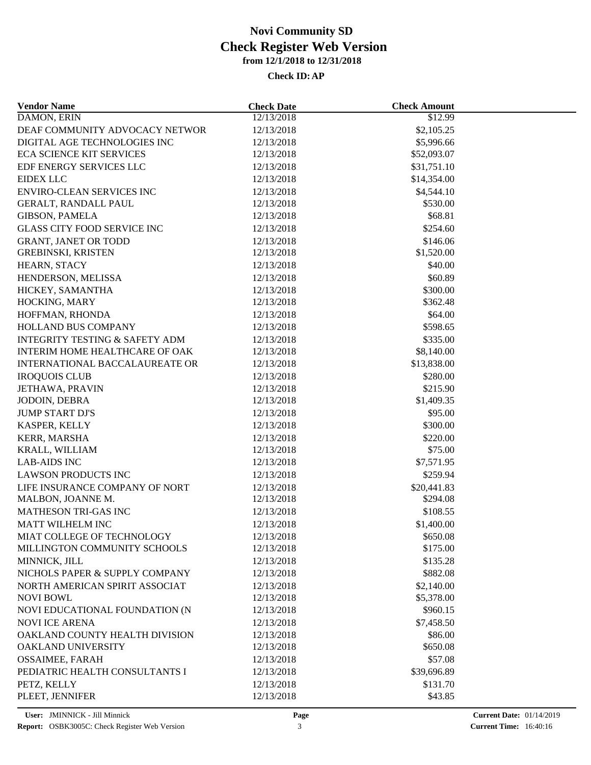# Novi Community SD
## Check Register Web Version
### from 12/1/2018 to 12/31/2018

**Check ID: AP**

| Vendor Name | Check Date | Check Amount |
|---|---|---|
| DAMON, ERIN | 12/13/2018 | $12.99 |
| DEAF COMMUNITY ADVOCACY NETWOR | 12/13/2018 | $2,105.25 |
| DIGITAL AGE TECHNOLOGIES INC | 12/13/2018 | $5,996.66 |
| ECA SCIENCE KIT SERVICES | 12/13/2018 | $52,093.07 |
| EDF ENERGY SERVICES LLC | 12/13/2018 | $31,751.10 |
| EIDEX LLC | 12/13/2018 | $14,354.00 |
| ENVIRO-CLEAN SERVICES INC | 12/13/2018 | $4,544.10 |
| GERALT, RANDALL PAUL | 12/13/2018 | $530.00 |
| GIBSON, PAMELA | 12/13/2018 | $68.81 |
| GLASS CITY FOOD SERVICE INC | 12/13/2018 | $254.60 |
| GRANT, JANET OR TODD | 12/13/2018 | $146.06 |
| GREBINSKI, KRISTEN | 12/13/2018 | $1,520.00 |
| HEARN, STACY | 12/13/2018 | $40.00 |
| HENDERSON, MELISSA | 12/13/2018 | $60.89 |
| HICKEY, SAMANTHA | 12/13/2018 | $300.00 |
| HOCKING, MARY | 12/13/2018 | $362.48 |
| HOFFMAN, RHONDA | 12/13/2018 | $64.00 |
| HOLLAND BUS COMPANY | 12/13/2018 | $598.65 |
| INTEGRITY TESTING & SAFETY ADM | 12/13/2018 | $335.00 |
| INTERIM HOME HEALTHCARE OF OAK | 12/13/2018 | $8,140.00 |
| INTERNATIONAL BACCALAUREATE OR | 12/13/2018 | $13,838.00 |
| IROQUOIS CLUB | 12/13/2018 | $280.00 |
| JETHAWA, PRAVIN | 12/13/2018 | $215.90 |
| JODOIN, DEBRA | 12/13/2018 | $1,409.35 |
| JUMP START DJ'S | 12/13/2018 | $95.00 |
| KASPER, KELLY | 12/13/2018 | $300.00 |
| KERR, MARSHA | 12/13/2018 | $220.00 |
| KRALL, WILLIAM | 12/13/2018 | $75.00 |
| LAB-AIDS INC | 12/13/2018 | $7,571.95 |
| LAWSON PRODUCTS INC | 12/13/2018 | $259.94 |
| LIFE INSURANCE COMPANY OF NORT | 12/13/2018 | $20,441.83 |
| MALBON, JOANNE M. | 12/13/2018 | $294.08 |
| MATHESON TRI-GAS INC | 12/13/2018 | $108.55 |
| MATT WILHELM INC | 12/13/2018 | $1,400.00 |
| MIAT COLLEGE OF TECHNOLOGY | 12/13/2018 | $650.08 |
| MILLINGTON COMMUNITY SCHOOLS | 12/13/2018 | $175.00 |
| MINNICK, JILL | 12/13/2018 | $135.28 |
| NICHOLS PAPER & SUPPLY COMPANY | 12/13/2018 | $882.08 |
| NORTH AMERICAN SPIRIT ASSOCIAT | 12/13/2018 | $2,140.00 |
| NOVI BOWL | 12/13/2018 | $5,378.00 |
| NOVI EDUCATIONAL FOUNDATION (N | 12/13/2018 | $960.15 |
| NOVI ICE ARENA | 12/13/2018 | $7,458.50 |
| OAKLAND COUNTY HEALTH DIVISION | 12/13/2018 | $86.00 |
| OAKLAND UNIVERSITY | 12/13/2018 | $650.08 |
| OSSAIMEE, FARAH | 12/13/2018 | $57.08 |
| PEDIATRIC HEALTH CONSULTANTS I | 12/13/2018 | $39,696.89 |
| PETZ, KELLY | 12/13/2018 | $131.70 |
| PLEET, JENNIFER | 12/13/2018 | $43.85 |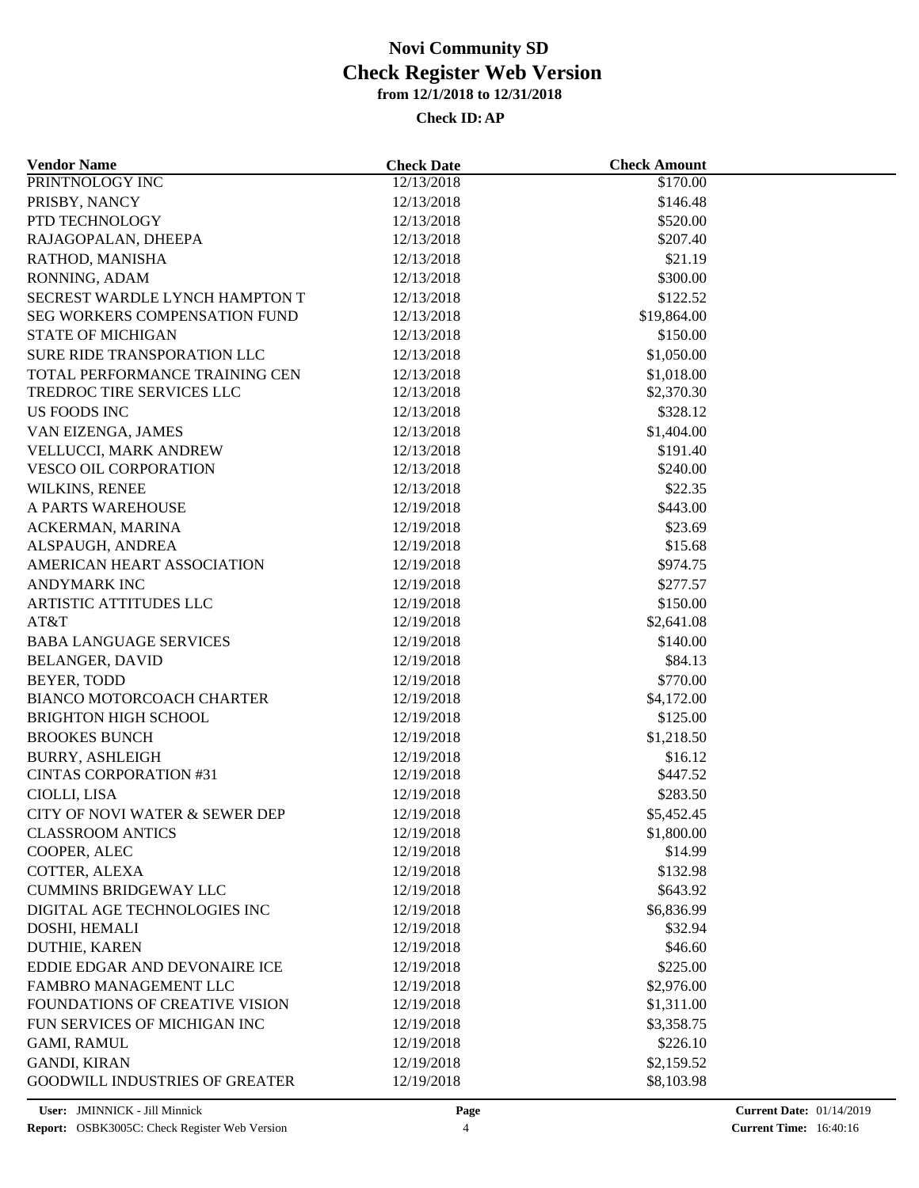# Novi Community SD
## Check Register Web Version
### from 12/1/2018 to 12/31/2018

**Check ID: AP**

| Vendor Name | Check Date | Check Amount |
|---|---|---|
| PRINTNOLOGY INC | 12/13/2018 | $170.00 |
| PRISBY, NANCY | 12/13/2018 | $146.48 |
| PTD TECHNOLOGY | 12/13/2018 | $520.00 |
| RAJAGOPALAN, DHEEPA | 12/13/2018 | $207.40 |
| RATHOD, MANISHA | 12/13/2018 | $21.19 |
| RONNING, ADAM | 12/13/2018 | $300.00 |
| SECREST WARDLE LYNCH HAMPTON T | 12/13/2018 | $122.52 |
| SEG WORKERS COMPENSATION FUND | 12/13/2018 | $19,864.00 |
| STATE OF MICHIGAN | 12/13/2018 | $150.00 |
| SURE RIDE TRANSPORATION LLC | 12/13/2018 | $1,050.00 |
| TOTAL PERFORMANCE TRAINING CEN | 12/13/2018 | $1,018.00 |
| TREDROC TIRE SERVICES LLC | 12/13/2018 | $2,370.30 |
| US FOODS INC | 12/13/2018 | $328.12 |
| VAN EIZENGA, JAMES | 12/13/2018 | $1,404.00 |
| VELLUCCI, MARK ANDREW | 12/13/2018 | $191.40 |
| VESCO OIL CORPORATION | 12/13/2018 | $240.00 |
| WILKINS, RENEE | 12/13/2018 | $22.35 |
| A PARTS WAREHOUSE | 12/19/2018 | $443.00 |
| ACKERMAN, MARINA | 12/19/2018 | $23.69 |
| ALSPAUGH, ANDREA | 12/19/2018 | $15.68 |
| AMERICAN HEART ASSOCIATION | 12/19/2018 | $974.75 |
| ANDYMARK INC | 12/19/2018 | $277.57 |
| ARTISTIC ATTITUDES LLC | 12/19/2018 | $150.00 |
| AT&T | 12/19/2018 | $2,641.08 |
| BABA LANGUAGE SERVICES | 12/19/2018 | $140.00 |
| BELANGER, DAVID | 12/19/2018 | $84.13 |
| BEYER, TODD | 12/19/2018 | $770.00 |
| BIANCO MOTORCOACH CHARTER | 12/19/2018 | $4,172.00 |
| BRIGHTON HIGH SCHOOL | 12/19/2018 | $125.00 |
| BROOKES BUNCH | 12/19/2018 | $1,218.50 |
| BURRY, ASHLEIGH | 12/19/2018 | $16.12 |
| CINTAS CORPORATION #31 | 12/19/2018 | $447.52 |
| CIOLLI, LISA | 12/19/2018 | $283.50 |
| CITY OF NOVI WATER & SEWER DEP | 12/19/2018 | $5,452.45 |
| CLASSROOM ANTICS | 12/19/2018 | $1,800.00 |
| COOPER, ALEC | 12/19/2018 | $14.99 |
| COTTER, ALEXA | 12/19/2018 | $132.98 |
| CUMMINS BRIDGEWAY LLC | 12/19/2018 | $643.92 |
| DIGITAL AGE TECHNOLOGIES INC | 12/19/2018 | $6,836.99 |
| DOSHI, HEMALI | 12/19/2018 | $32.94 |
| DUTHIE, KAREN | 12/19/2018 | $46.60 |
| EDDIE EDGAR AND DEVONAIRE ICE | 12/19/2018 | $225.00 |
| FAMBRO MANAGEMENT LLC | 12/19/2018 | $2,976.00 |
| FOUNDATIONS OF CREATIVE VISION | 12/19/2018 | $1,311.00 |
| FUN SERVICES OF MICHIGAN INC | 12/19/2018 | $3,358.75 |
| GAMI, RAMUL | 12/19/2018 | $226.10 |
| GANDI, KIRAN | 12/19/2018 | $2,159.52 |
| GOODWILL INDUSTRIES OF GREATER | 12/19/2018 | $8,103.98 |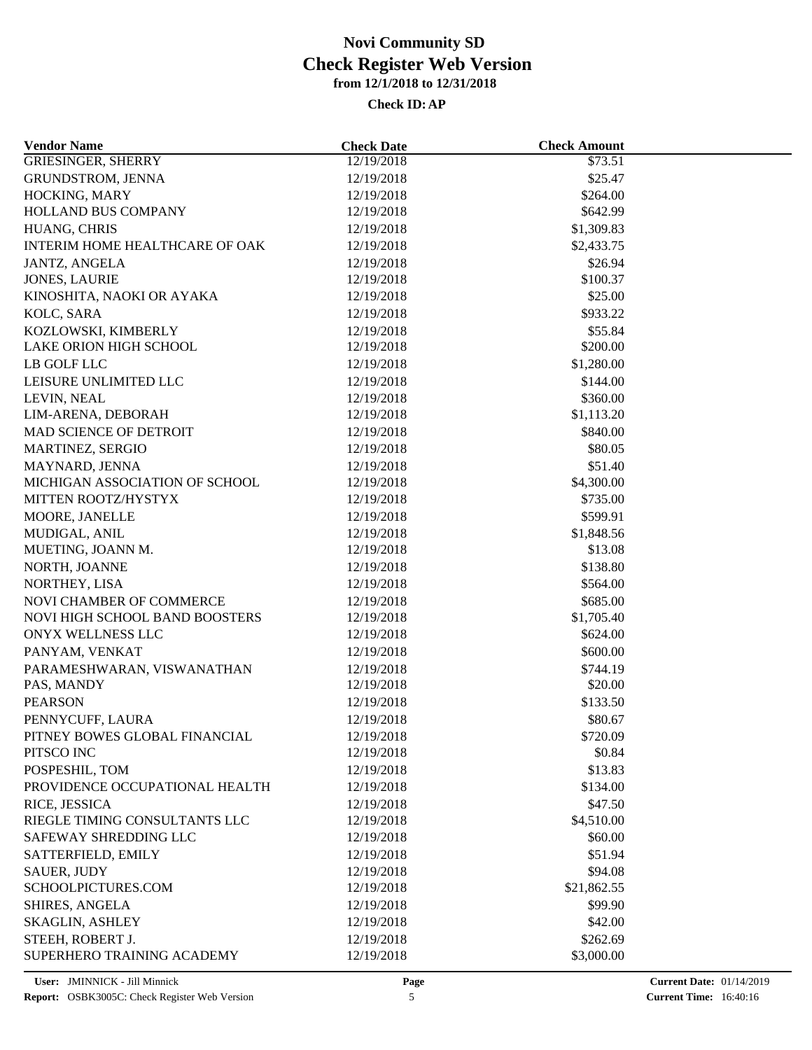# Novi Community SD
## Check Register Web Version
### from 12/1/2018 to 12/31/2018

**Check ID: AP**

| Vendor Name | Check Date | Check Amount |
|---|---|---|
| GRIESINGER, SHERRY | 12/19/2018 | $73.51 |
| GRUNDSTROM, JENNA | 12/19/2018 | $25.47 |
| HOCKING, MARY | 12/19/2018 | $264.00 |
| HOLLAND BUS COMPANY | 12/19/2018 | $642.99 |
| HUANG, CHRIS | 12/19/2018 | $1,309.83 |
| INTERIM HOME HEALTHCARE OF OAK | 12/19/2018 | $2,433.75 |
| JANTZ, ANGELA | 12/19/2018 | $26.94 |
| JONES, LAURIE | 12/19/2018 | $100.37 |
| KINOSHITA, NAOKI OR AYAKA | 12/19/2018 | $25.00 |
| KOLC, SARA | 12/19/2018 | $933.22 |
| KOZLOWSKI, KIMBERLY | 12/19/2018 | $55.84 |
| LAKE ORION HIGH SCHOOL | 12/19/2018 | $200.00 |
| LB GOLF LLC | 12/19/2018 | $1,280.00 |
| LEISURE UNLIMITED LLC | 12/19/2018 | $144.00 |
| LEVIN, NEAL | 12/19/2018 | $360.00 |
| LIM-ARENA, DEBORAH | 12/19/2018 | $1,113.20 |
| MAD SCIENCE OF DETROIT | 12/19/2018 | $840.00 |
| MARTINEZ, SERGIO | 12/19/2018 | $80.05 |
| MAYNARD, JENNA | 12/19/2018 | $51.40 |
| MICHIGAN ASSOCIATION OF SCHOOL | 12/19/2018 | $4,300.00 |
| MITTEN ROOTZ/HYSTYX | 12/19/2018 | $735.00 |
| MOORE, JANELLE | 12/19/2018 | $599.91 |
| MUDIGAL, ANIL | 12/19/2018 | $1,848.56 |
| MUETING, JOANN M. | 12/19/2018 | $13.08 |
| NORTH, JOANNE | 12/19/2018 | $138.80 |
| NORTHEY, LISA | 12/19/2018 | $564.00 |
| NOVI CHAMBER OF COMMERCE | 12/19/2018 | $685.00 |
| NOVI HIGH SCHOOL BAND BOOSTERS | 12/19/2018 | $1,705.40 |
| ONYX WELLNESS LLC | 12/19/2018 | $624.00 |
| PANYAM, VENKAT | 12/19/2018 | $600.00 |
| PARAMESHWARAN, VISWANATHAN | 12/19/2018 | $744.19 |
| PAS, MANDY | 12/19/2018 | $20.00 |
| PEARSON | 12/19/2018 | $133.50 |
| PENNYCUFF, LAURA | 12/19/2018 | $80.67 |
| PITNEY BOWES GLOBAL FINANCIAL | 12/19/2018 | $720.09 |
| PITSCO INC | 12/19/2018 | $0.84 |
| POSPESHIL, TOM | 12/19/2018 | $13.83 |
| PROVIDENCE OCCUPATIONAL HEALTH | 12/19/2018 | $134.00 |
| RICE, JESSICA | 12/19/2018 | $47.50 |
| RIEGLE TIMING CONSULTANTS LLC | 12/19/2018 | $4,510.00 |
| SAFEWAY SHREDDING LLC | 12/19/2018 | $60.00 |
| SATTERFIELD, EMILY | 12/19/2018 | $51.94 |
| SAUER, JUDY | 12/19/2018 | $94.08 |
| SCHOOLPICTURES.COM | 12/19/2018 | $21,862.55 |
| SHIRES, ANGELA | 12/19/2018 | $99.90 |
| SKAGLIN, ASHLEY | 12/19/2018 | $42.00 |
| STEEH, ROBERT J. | 12/19/2018 | $262.69 |
| SUPERHERO TRAINING ACADEMY | 12/19/2018 | $3,000.00 |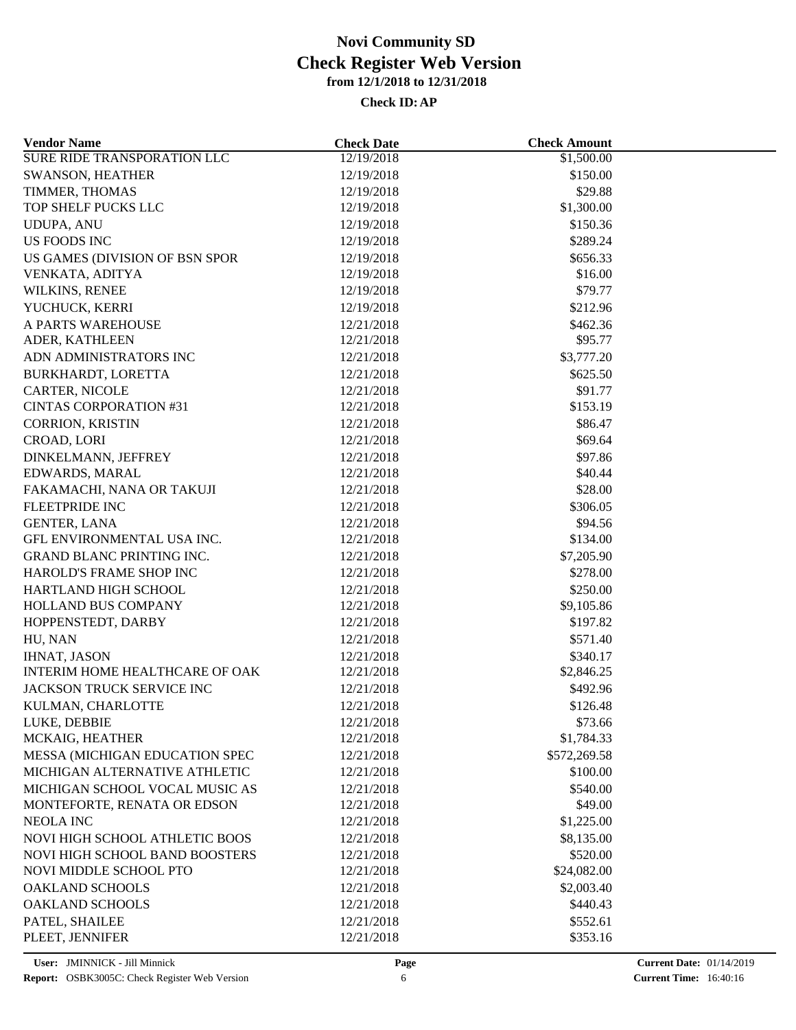# Novi Community SD

## Check Register Web Version

**from 12/1/2018 to 12/31/2018**

**Check ID: AP**

| Vendor Name | Check Date | Check Amount |
|---|---|---|
| SURE RIDE TRANSPORATION LLC | 12/19/2018 | $1,500.00 |
| SWANSON, HEATHER | 12/19/2018 | $150.00 |
| TIMMER, THOMAS | 12/19/2018 | $29.88 |
| TOP SHELF PUCKS LLC | 12/19/2018 | $1,300.00 |
| UDUPA, ANU | 12/19/2018 | $150.36 |
| US FOODS INC | 12/19/2018 | $289.24 |
| US GAMES (DIVISION OF BSN SPOR | 12/19/2018 | $656.33 |
| VENKATA, ADITYA | 12/19/2018 | $16.00 |
| WILKINS, RENEE | 12/19/2018 | $79.77 |
| YUCHUCK, KERRI | 12/19/2018 | $212.96 |
| A PARTS WAREHOUSE | 12/21/2018 | $462.36 |
| ADER, KATHLEEN | 12/21/2018 | $95.77 |
| ADN ADMINISTRATORS INC | 12/21/2018 | $3,777.20 |
| BURKHARDT, LORETTA | 12/21/2018 | $625.50 |
| CARTER, NICOLE | 12/21/2018 | $91.77 |
| CINTAS CORPORATION #31 | 12/21/2018 | $153.19 |
| CORRION, KRISTIN | 12/21/2018 | $86.47 |
| CROAD, LORI | 12/21/2018 | $69.64 |
| DINKELMANN, JEFFREY | 12/21/2018 | $97.86 |
| EDWARDS, MARAL | 12/21/2018 | $40.44 |
| FAKAMACHI, NANA OR TAKUJI | 12/21/2018 | $28.00 |
| FLEETPRIDE INC | 12/21/2018 | $306.05 |
| GENTER, LANA | 12/21/2018 | $94.56 |
| GFL ENVIRONMENTAL USA INC. | 12/21/2018 | $134.00 |
| GRAND BLANC PRINTING INC. | 12/21/2018 | $7,205.90 |
| HAROLD'S FRAME SHOP INC | 12/21/2018 | $278.00 |
| HARTLAND HIGH SCHOOL | 12/21/2018 | $250.00 |
| HOLLAND BUS COMPANY | 12/21/2018 | $9,105.86 |
| HOPPENSTEDT, DARBY | 12/21/2018 | $197.82 |
| HU, NAN | 12/21/2018 | $571.40 |
| IHNAT, JASON | 12/21/2018 | $340.17 |
| INTERIM HOME HEALTHCARE OF OAK | 12/21/2018 | $2,846.25 |
| JACKSON TRUCK SERVICE INC | 12/21/2018 | $492.96 |
| KULMAN, CHARLOTTE | 12/21/2018 | $126.48 |
| LUKE, DEBBIE | 12/21/2018 | $73.66 |
| MCKAIG, HEATHER | 12/21/2018 | $1,784.33 |
| MESSA (MICHIGAN EDUCATION SPEC | 12/21/2018 | $572,269.58 |
| MICHIGAN ALTERNATIVE ATHLETIC | 12/21/2018 | $100.00 |
| MICHIGAN SCHOOL VOCAL MUSIC AS | 12/21/2018 | $540.00 |
| MONTEFORTE, RENATA OR EDSON | 12/21/2018 | $49.00 |
| NEOLA INC | 12/21/2018 | $1,225.00 |
| NOVI HIGH SCHOOL ATHLETIC BOOS | 12/21/2018 | $8,135.00 |
| NOVI HIGH SCHOOL BAND BOOSTERS | 12/21/2018 | $520.00 |
| NOVI MIDDLE SCHOOL PTO | 12/21/2018 | $24,082.00 |
| OAKLAND SCHOOLS | 12/21/2018 | $2,003.40 |
| OAKLAND SCHOOLS | 12/21/2018 | $440.43 |
| PATEL, SHAILEE | 12/21/2018 | $552.61 |
| PLEET, JENNIFER | 12/21/2018 | $353.16 |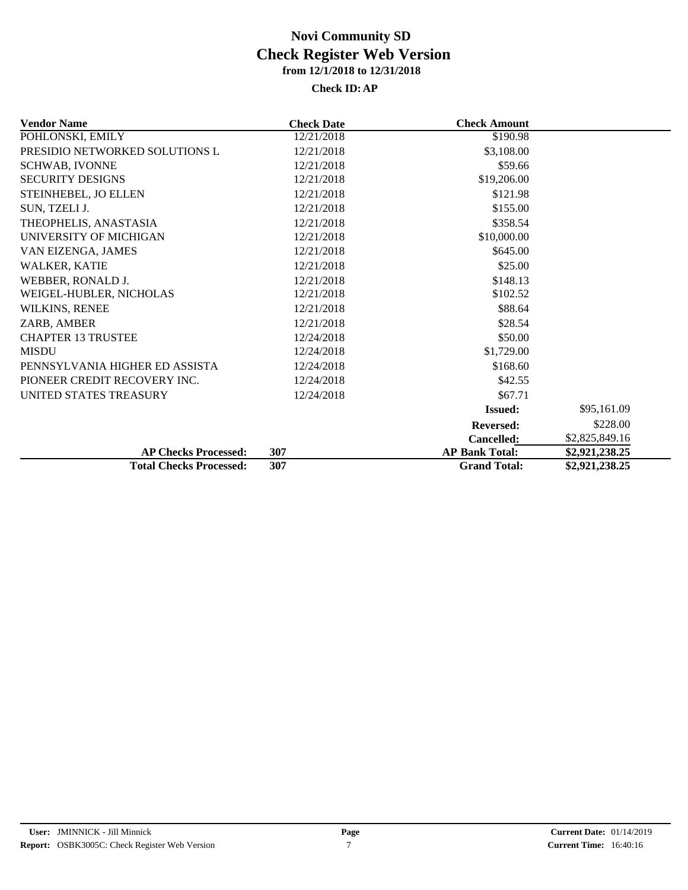# Novi Community SD
## Check Register Web Version
### from 12/1/2018 to 12/31/2018

**Check ID: AP**

| Vendor Name | Check Date | Check Amount | |
|---|---|---|---|
| POHLONSKI, EMILY | 12/21/2018 | $190.98 | |
| PRESIDIO NETWORKED SOLUTIONS L | 12/21/2018 | $3,108.00 | |
| SCHWAB, IVONNE | 12/21/2018 | $59.66 | |
| SECURITY DESIGNS | 12/21/2018 | $19,206.00 | |
| STEINHEBEL, JO ELLEN | 12/21/2018 | $121.98 | |
| SUN, TZELI J. | 12/21/2018 | $155.00 | |
| THEOPHELIS, ANASTASIA | 12/21/2018 | $358.54 | |
| UNIVERSITY OF MICHIGAN | 12/21/2018 | $10,000.00 | |
| VAN EIZENGA, JAMES | 12/21/2018 | $645.00 | |
| WALKER, KATIE | 12/21/2018 | $25.00 | |
| WEBBER, RONALD J. | 12/21/2018 | $148.13 | |
| WEIGEL-HUBLER, NICHOLAS | 12/21/2018 | $102.52 | |
| WILKINS, RENEE | 12/21/2018 | $88.64 | |
| ZARB, AMBER | 12/21/2018 | $28.54 | |
| CHAPTER 13 TRUSTEE | 12/24/2018 | $50.00 | |
| MISDU | 12/24/2018 | $1,729.00 | |
| PENNSYLVANIA HIGHER ED ASSISTA | 12/24/2018 | $168.60 | |
| PIONEER CREDIT RECOVERY INC. | 12/24/2018 | $42.55 | |
| UNITED STATES TREASURY | 12/24/2018 | $67.71 | |
| | | **Issued:** | $95,161.09 |
| | | **Reversed:** | $228.00 |
| | | **Cancelled:** | $2,825,849.16 |
| **AP Checks Processed:** | **307** | **AP Bank Total:** | **$2,921,238.25** |
| **Total Checks Processed:** | **307** | **Grand Total:** | **$2,921,238.25** |

**User:** JMINNICK - Jill Minnick
**Report:** OSBK3005C: Check Register Web Version
**Current Date:** 01/14/2019
**Current Time:** 16:40:16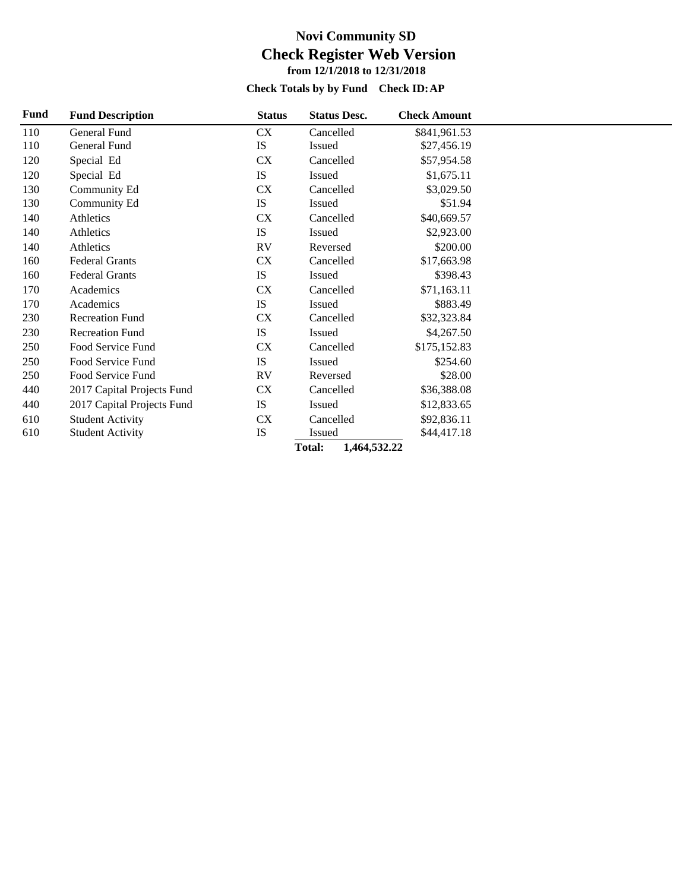# Novi Community SD

## Check Register Web Version

### from 12/1/2018 to 12/31/2018

**Check Totals by by Fund    Check ID: AP**

| Fund | Fund Description | Status | Status Desc. | Check Amount |
|---|---|---|---|---|
| 110 | General Fund | CX | Cancelled | $841,961.53 |
| 110 | General Fund | IS | Issued | $27,456.19 |
| 120 | Special Ed | CX | Cancelled | $57,954.58 |
| 120 | Special Ed | IS | Issued | $1,675.11 |
| 130 | Community Ed | CX | Cancelled | $3,029.50 |
| 130 | Community Ed | IS | Issued | $51.94 |
| 140 | Athletics | CX | Cancelled | $40,669.57 |
| 140 | Athletics | IS | Issued | $2,923.00 |
| 140 | Athletics | RV | Reversed | $200.00 |
| 160 | Federal Grants | CX | Cancelled | $17,663.98 |
| 160 | Federal Grants | IS | Issued | $398.43 |
| 170 | Academics | CX | Cancelled | $71,163.11 |
| 170 | Academics | IS | Issued | $883.49 |
| 230 | Recreation Fund | CX | Cancelled | $32,323.84 |
| 230 | Recreation Fund | IS | Issued | $4,267.50 |
| 250 | Food Service Fund | CX | Cancelled | $175,152.83 |
| 250 | Food Service Fund | IS | Issued | $254.60 |
| 250 | Food Service Fund | RV | Reversed | $28.00 |
| 440 | 2017 Capital Projects Fund | CX | Cancelled | $36,388.08 |
| 440 | 2017 Capital Projects Fund | IS | Issued | $12,833.65 |
| 610 | Student Activity | CX | Cancelled | $92,836.11 |
| 610 | Student Activity | IS | Issued | $44,417.18 |
| | | | **Total:** | **1,464,532.22** |